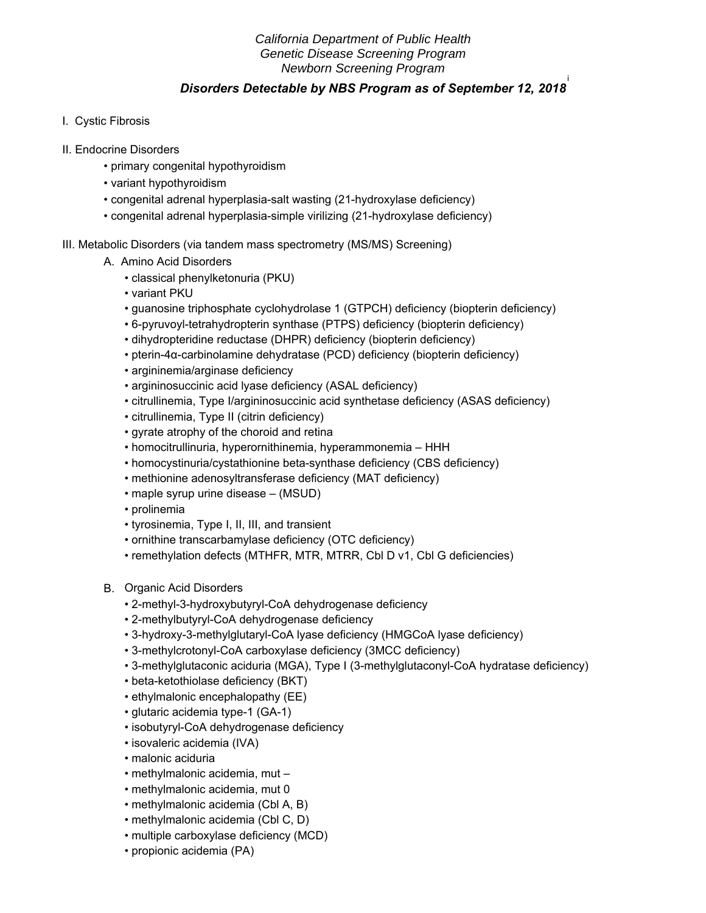*California Department of Public Health*
*Genetic Disease Screening Program*
*Newborn Screening Program*

# *Disorders Detectable by NBS Program as of September 12, 2018*[i]

I. Cystic Fibrosis

II. Endocrine Disorders

- primary congenital hypothyroidism
- variant hypothyroidism
- congenital adrenal hyperplasia-salt wasting (21-hydroxylase deficiency)
- congenital adrenal hyperplasia-simple virilizing (21-hydroxylase deficiency)

III. Metabolic Disorders (via tandem mass spectrometry (MS/MS) Screening)

A. Amino Acid Disorders

- classical phenylketonuria (PKU)
- variant PKU
- guanosine triphosphate cyclohydrolase 1 (GTPCH) deficiency (biopterin deficiency)
- 6-pyruvoyl-tetrahydropterin synthase (PTPS) deficiency (biopterin deficiency)
- dihydropteridine reductase (DHPR) deficiency (biopterin deficiency)
- pterin-4α-carbinolamine dehydratase (PCD) deficiency (biopterin deficiency)
- argininemia/arginase deficiency
- argininosuccinic acid lyase deficiency (ASAL deficiency)
- citrullinemia, Type I/argininosuccinic acid synthetase deficiency (ASAS deficiency)
- citrullinemia, Type II (citrin deficiency)
- gyrate atrophy of the choroid and retina
- homocitrullinuria, hyperornithinemia, hyperammonemia – HHH
- homocystinuria/cystathionine beta-synthase deficiency (CBS deficiency)
- methionine adenosyltransferase deficiency (MAT deficiency)
- maple syrup urine disease – (MSUD)
- prolinemia
- tyrosinemia, Type I, II, III, and transient
- ornithine transcarbamylase deficiency (OTC deficiency)
- remethylation defects (MTHFR, MTR, MTRR, Cbl D v1, Cbl G deficiencies)

B. Organic Acid Disorders

- 2-methyl-3-hydroxybutyryl-CoA dehydrogenase deficiency
- 2-methylbutyryl-CoA dehydrogenase deficiency
- 3-hydroxy-3-methylglutaryl-CoA lyase deficiency (HMGCoA lyase deficiency)
- 3-methylcrotonyl-CoA carboxylase deficiency (3MCC deficiency)
- 3-methylglutaconic aciduria (MGA), Type I (3-methylglutaconyl-CoA hydratase deficiency)
- beta-ketothiolase deficiency (BKT)
- ethylmalonic encephalopathy (EE)
- glutaric acidemia type-1 (GA-1)
- isobutyryl-CoA dehydrogenase deficiency
- isovaleric acidemia (IVA)
- malonic aciduria
- methylmalonic acidemia, mut –
- methylmalonic acidemia, mut 0
- methylmalonic acidemia (Cbl A, B)
- methylmalonic acidemia (Cbl C, D)
- multiple carboxylase deficiency (MCD)
- propionic acidemia (PA)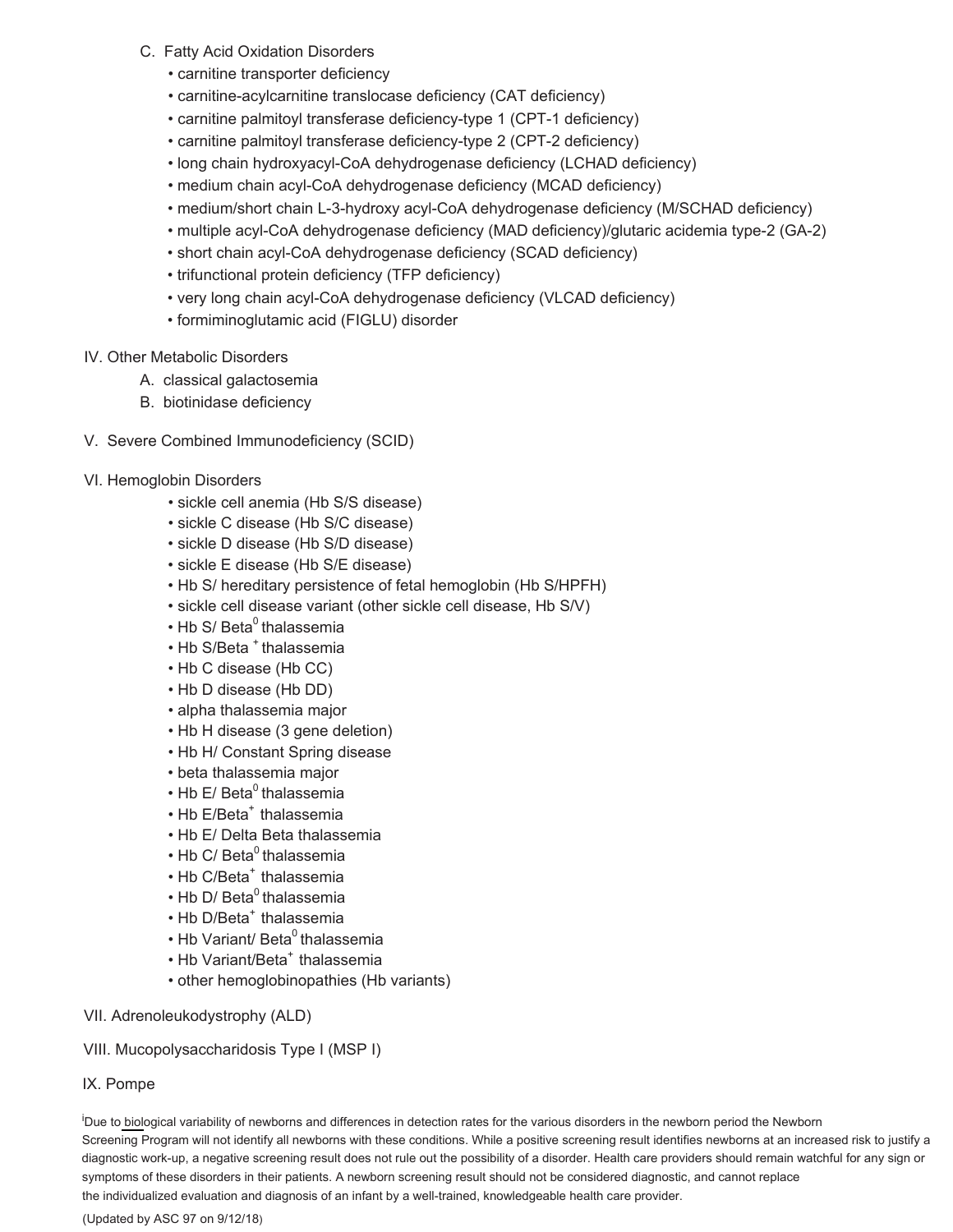C. Fatty Acid Oxidation Disorders

- carnitine transporter deficiency
- carnitine-acylcarnitine translocase deficiency (CAT deficiency)
- carnitine palmitoyl transferase deficiency-type 1 (CPT-1 deficiency)
- carnitine palmitoyl transferase deficiency-type 2 (CPT-2 deficiency)
- long chain hydroxyacyl-CoA dehydrogenase deficiency (LCHAD deficiency)
- medium chain acyl-CoA dehydrogenase deficiency (MCAD deficiency)
- medium/short chain L-3-hydroxy acyl-CoA dehydrogenase deficiency (M/SCHAD deficiency)
- multiple acyl-CoA dehydrogenase deficiency (MAD deficiency)/glutaric acidemia type-2 (GA-2)
- short chain acyl-CoA dehydrogenase deficiency (SCAD deficiency)
- trifunctional protein deficiency (TFP deficiency)
- very long chain acyl-CoA dehydrogenase deficiency (VLCAD deficiency)
- formiminoglutamic acid (FIGLU) disorder

IV. Other Metabolic Disorders

A. classical galactosemia

B. biotinidase deficiency

V. Severe Combined Immunodeficiency (SCID)

VI. Hemoglobin Disorders

- sickle cell anemia (Hb S/S disease)
- sickle C disease (Hb S/C disease)
- sickle D disease (Hb S/D disease)
- sickle E disease (Hb S/E disease)
- Hb S/ hereditary persistence of fetal hemoglobin (Hb S/HPFH)
- sickle cell disease variant (other sickle cell disease, Hb S/V)
- Hb S/ Beta$^0$ thalassemia
- Hb S/Beta$^+$ thalassemia
- Hb C disease (Hb CC)
- Hb D disease (Hb DD)
- alpha thalassemia major
- Hb H disease (3 gene deletion)
- Hb H/ Constant Spring disease
- beta thalassemia major
- Hb E/ Beta$^0$ thalassemia
- Hb E/Beta$^+$ thalassemia
- Hb E/ Delta Beta thalassemia
- Hb C/ Beta$^0$ thalassemia
- Hb C/Beta$^+$ thalassemia
- Hb D/ Beta$^0$ thalassemia
- Hb D/Beta$^+$ thalassemia
- Hb Variant/ Beta$^0$ thalassemia
- Hb Variant/Beta$^+$ thalassemia
- other hemoglobinopathies (Hb variants)

VII. Adrenoleukodystrophy (ALD)

VIII. Mucopolysaccharidosis Type I (MSP I)

IX. Pompe

[i]Due to biological variability of newborns and differences in detection rates for the various disorders in the newborn period the Newborn Screening Program will not identify all newborns with these conditions. While a positive screening result identifies newborns at an increased risk to justify a diagnostic work-up, a negative screening result does not rule out the possibility of a disorder. Health care providers should remain watchful for any sign or symptoms of these disorders in their patients. A newborn screening result should not be considered diagnostic, and cannot replace the individualized evaluation and diagnosis of an infant by a well-trained, knowledgeable health care provider.

(Updated by ASC 97 on 9/12/18)